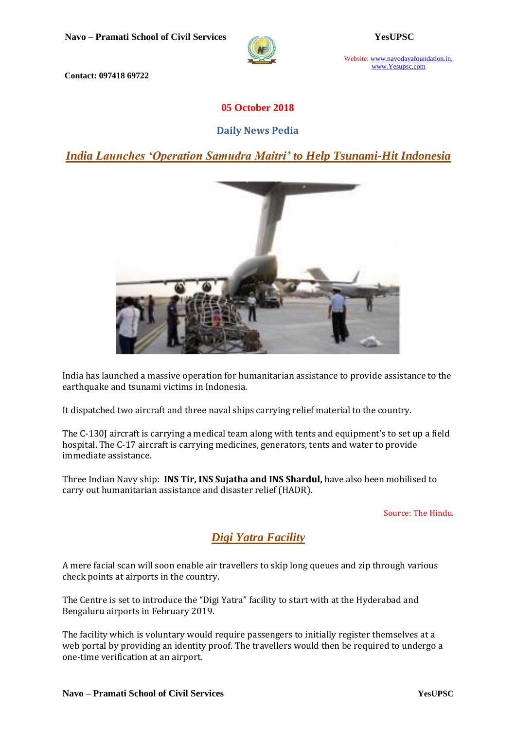**05 October 2018**

## Daily News Pedia

## *India Launches 'Operation Samudra Maitri' to Help Tsunami-Hit Indonesia*

India has launched a massive operation for humanitarian assistance to provide assistance to the earthquake and tsunami victims in Indonesia.

It dispatched two aircraft and three naval ships carrying relief material to the country.

The C-130J aircraft is carrying a medical team along with tents and equipment's to set up a field hospital. The C-17 aircraft is carrying medicines, generators, tents and water to provide immediate assistance.

Three Indian Navy ship: **INS Tir, INS Sujatha and INS Shardul,** have also been mobilised to carry out humanitarian assistance and disaster relief (HADR).

Source: The Hindu.

## *Digi Yatra Facility*

A mere facial scan will soon enable air travellers to skip long queues and zip through various check points at airports in the country.

The Centre is set to introduce the "Digi Yatra" facility to start with at the Hyderabad and Bengaluru airports in February 2019.

The facility which is voluntary would require passengers to initially register themselves at a web portal by providing an identity proof. The travellers would then be required to undergo a one-time verification at an airport.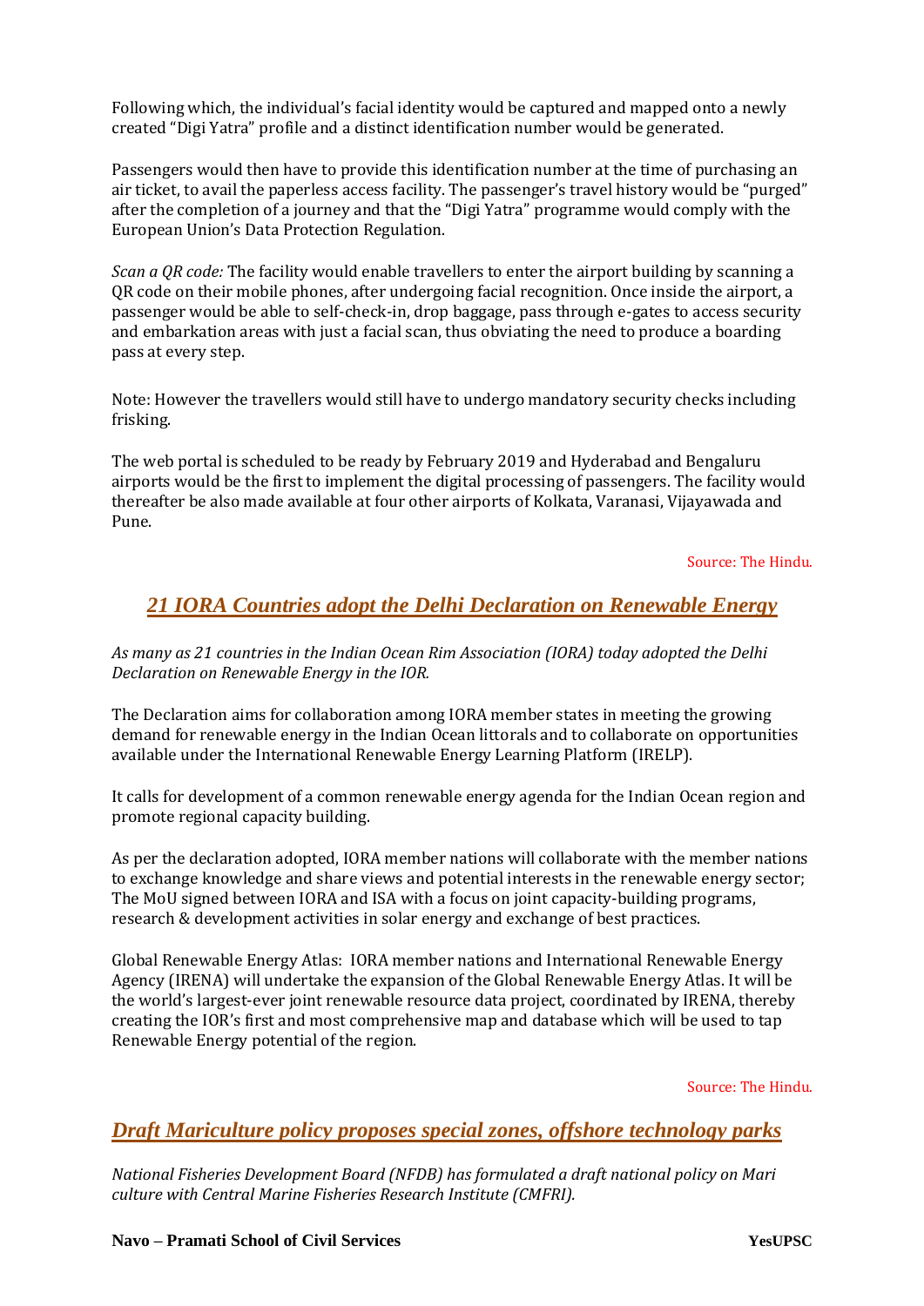Following which, the individual's facial identity would be captured and mapped onto a newly created "Digi Yatra" profile and a distinct identification number would be generated.

Passengers would then have to provide this identification number at the time of purchasing an air ticket, to avail the paperless access facility. The passenger's travel history would be "purged" after the completion of a journey and that the "Digi Yatra" programme would comply with the European Union's Data Protection Regulation.

*Scan a QR code:* The facility would enable travellers to enter the airport building by scanning a QR code on their mobile phones, after undergoing facial recognition. Once inside the airport, a passenger would be able to self-check-in, drop baggage, pass through e-gates to access security and embarkation areas with just a facial scan, thus obviating the need to produce a boarding pass at every step.

Note: However the travellers would still have to undergo mandatory security checks including frisking.

The web portal is scheduled to be ready by February 2019 and Hyderabad and Bengaluru airports would be the first to implement the digital processing of passengers. The facility would thereafter be also made available at four other airports of Kolkata, Varanasi, Vijayawada and Pune.

Source: The Hindu.

## 21 IORA Countries adopt the Delhi Declaration on Renewable Energy

*As many as 21 countries in the Indian Ocean Rim Association (IORA) today adopted the Delhi Declaration on Renewable Energy in the IOR.*

The Declaration aims for collaboration among IORA member states in meeting the growing demand for renewable energy in the Indian Ocean littorals and to collaborate on opportunities available under the International Renewable Energy Learning Platform (IRELP).

It calls for development of a common renewable energy agenda for the Indian Ocean region and promote regional capacity building.

As per the declaration adopted, IORA member nations will collaborate with the member nations to exchange knowledge and share views and potential interests in the renewable energy sector; The MoU signed between IORA and ISA with a focus on joint capacity-building programs, research & development activities in solar energy and exchange of best practices.

Global Renewable Energy Atlas: IORA member nations and International Renewable Energy Agency (IRENA) will undertake the expansion of the Global Renewable Energy Atlas. It will be the world's largest-ever joint renewable resource data project, coordinated by IRENA, thereby creating the IOR's first and most comprehensive map and database which will be used to tap Renewable Energy potential of the region.

Source: The Hindu.

## Draft Mariculture policy proposes special zones, offshore technology parks

*National Fisheries Development Board (NFDB) has formulated a draft national policy on Mari culture with Central Marine Fisheries Research Institute (CMFRI).*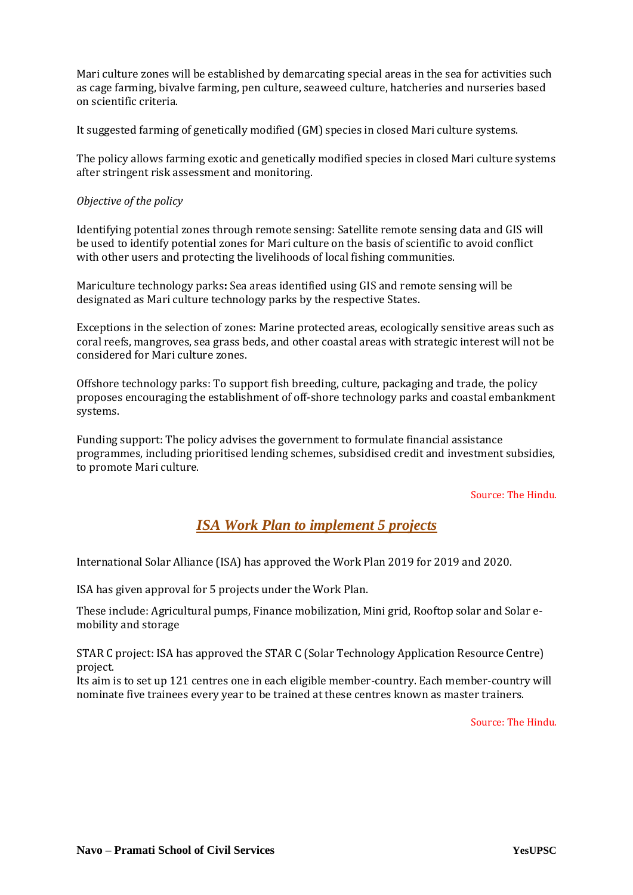Mari culture zones will be established by demarcating special areas in the sea for activities such as cage farming, bivalve farming, pen culture, seaweed culture, hatcheries and nurseries based on scientific criteria.

It suggested farming of genetically modified (GM) species in closed Mari culture systems.

The policy allows farming exotic and genetically modified species in closed Mari culture systems after stringent risk assessment and monitoring.

*Objective of the policy*

Identifying potential zones through remote sensing: Satellite remote sensing data and GIS will be used to identify potential zones for Mari culture on the basis of scientific to avoid conflict with other users and protecting the livelihoods of local fishing communities.

Mariculture technology parks**:** Sea areas identified using GIS and remote sensing will be designated as Mari culture technology parks by the respective States.

Exceptions in the selection of zones: Marine protected areas, ecologically sensitive areas such as coral reefs, mangroves, sea grass beds, and other coastal areas with strategic interest will not be considered for Mari culture zones.

Offshore technology parks: To support fish breeding, culture, packaging and trade, the policy proposes encouraging the establishment of off-shore technology parks and coastal embankment systems.

Funding support: The policy advises the government to formulate financial assistance programmes, including prioritised lending schemes, subsidised credit and investment subsidies, to promote Mari culture.

Source: The Hindu.

## *ISA Work Plan to implement 5 projects*

International Solar Alliance (ISA) has approved the Work Plan 2019 for 2019 and 2020.

ISA has given approval for 5 projects under the Work Plan.

These include: Agricultural pumps, Finance mobilization, Mini grid, Rooftop solar and Solar e-mobility and storage

STAR C project: ISA has approved the STAR C (Solar Technology Application Resource Centre) project.
Its aim is to set up 121 centres one in each eligible member-country. Each member-country will nominate five trainees every year to be trained at these centres known as master trainers.

Source: The Hindu.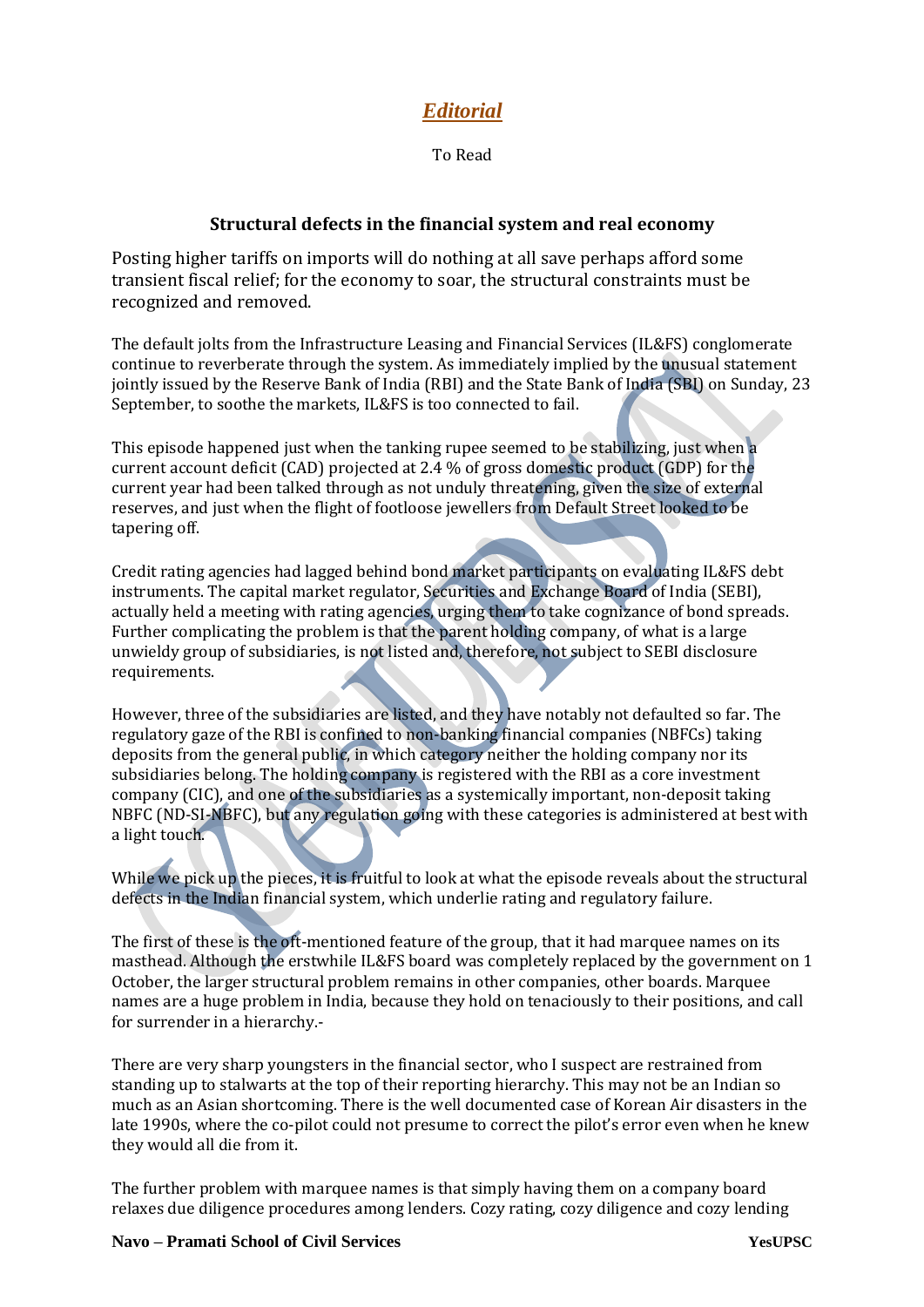## *Editorial*

To Read

### Structural defects in the financial system and real economy

Posting higher tariffs on imports will do nothing at all save perhaps afford some transient fiscal relief; for the economy to soar, the structural constraints must be recognized and removed.

The default jolts from the Infrastructure Leasing and Financial Services (IL&FS) conglomerate continue to reverberate through the system. As immediately implied by the unusual statement jointly issued by the Reserve Bank of India (RBI) and the State Bank of India (SBI) on Sunday, 23 September, to soothe the markets, IL&FS is too connected to fail.

This episode happened just when the tanking rupee seemed to be stabilizing, just when a current account deficit (CAD) projected at 2.4 % of gross domestic product (GDP) for the current year had been talked through as not unduly threatening, given the size of external reserves, and just when the flight of footloose jewellers from Default Street looked to be tapering off.

Credit rating agencies had lagged behind bond market participants on evaluating IL&FS debt instruments. The capital market regulator, Securities and Exchange Board of India (SEBI), actually held a meeting with rating agencies, urging them to take cognizance of bond spreads. Further complicating the problem is that the parent holding company, of what is a large unwieldy group of subsidiaries, is not listed and, therefore, not subject to SEBI disclosure requirements.

However, three of the subsidiaries are listed, and they have notably not defaulted so far. The regulatory gaze of the RBI is confined to non-banking financial companies (NBFCs) taking deposits from the general public, in which category neither the holding company nor its subsidiaries belong. The holding company is registered with the RBI as a core investment company (CIC), and one of the subsidiaries as a systemically important, non-deposit taking NBFC (ND-SI-NBFC), but any regulation going with these categories is administered at best with a light touch.

While we pick up the pieces, it is fruitful to look at what the episode reveals about the structural defects in the Indian financial system, which underlie rating and regulatory failure.

The first of these is the oft-mentioned feature of the group, that it had marquee names on its masthead. Although the erstwhile IL&FS board was completely replaced by the government on 1 October, the larger structural problem remains in other companies, other boards. Marquee names are a huge problem in India, because they hold on tenaciously to their positions, and call for surrender in a hierarchy.-

There are very sharp youngsters in the financial sector, who I suspect are restrained from standing up to stalwarts at the top of their reporting hierarchy. This may not be an Indian so much as an Asian shortcoming. There is the well documented case of Korean Air disasters in the late 1990s, where the co-pilot could not presume to correct the pilot's error even when he knew they would all die from it.

The further problem with marquee names is that simply having them on a company board relaxes due diligence procedures among lenders. Cozy rating, cozy diligence and cozy lending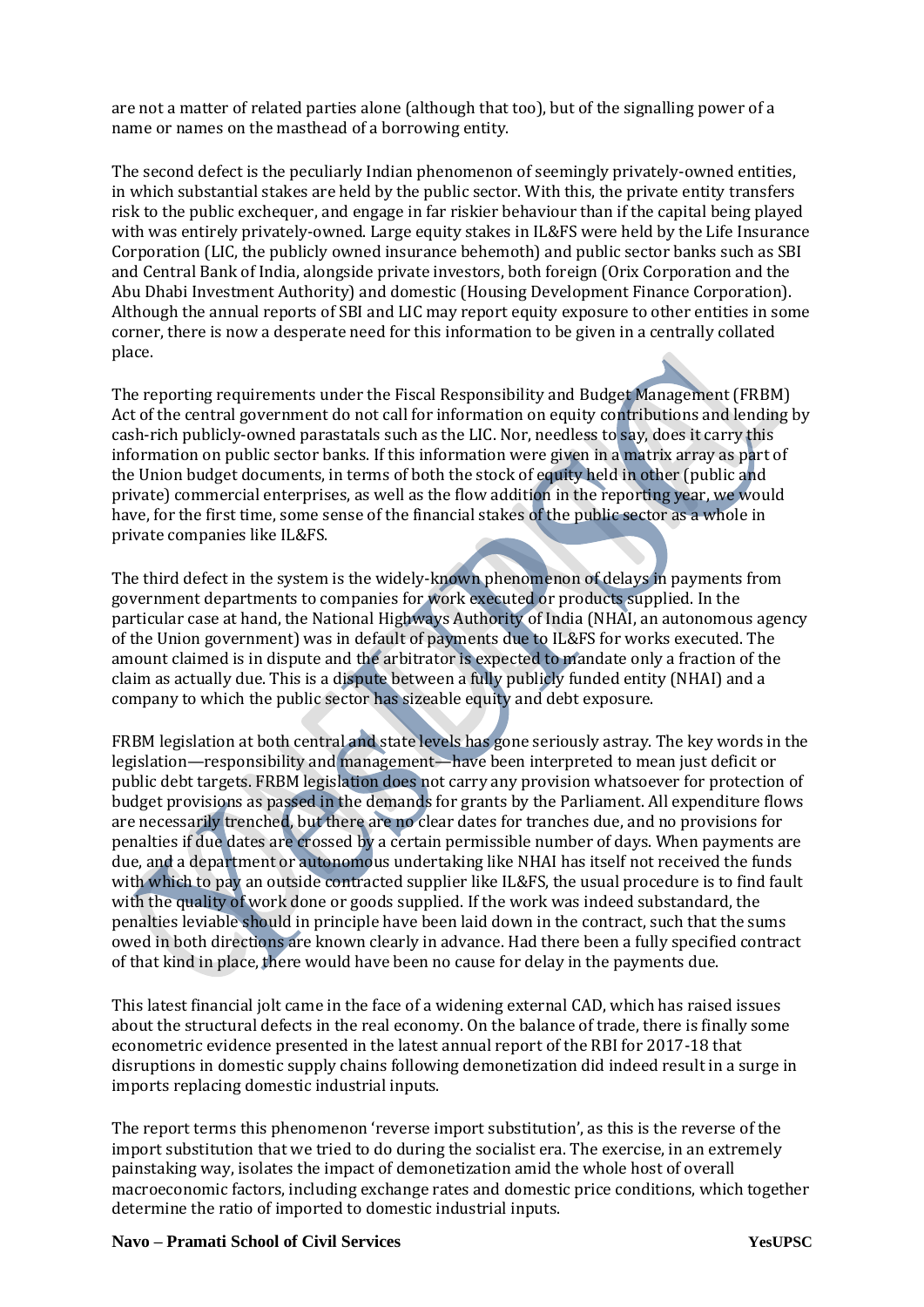are not a matter of related parties alone (although that too), but of the signalling power of a name or names on the masthead of a borrowing entity.

The second defect is the peculiarly Indian phenomenon of seemingly privately-owned entities, in which substantial stakes are held by the public sector. With this, the private entity transfers risk to the public exchequer, and engage in far riskier behaviour than if the capital being played with was entirely privately-owned. Large equity stakes in IL&FS were held by the Life Insurance Corporation (LIC, the publicly owned insurance behemoth) and public sector banks such as SBI and Central Bank of India, alongside private investors, both foreign (Orix Corporation and the Abu Dhabi Investment Authority) and domestic (Housing Development Finance Corporation). Although the annual reports of SBI and LIC may report equity exposure to other entities in some corner, there is now a desperate need for this information to be given in a centrally collated place.

The reporting requirements under the Fiscal Responsibility and Budget Management (FRBM) Act of the central government do not call for information on equity contributions and lending by cash-rich publicly-owned parastatals such as the LIC. Nor, needless to say, does it carry this information on public sector banks. If this information were given in a matrix array as part of the Union budget documents, in terms of both the stock of equity held in other (public and private) commercial enterprises, as well as the flow addition in the reporting year, we would have, for the first time, some sense of the financial stakes of the public sector as a whole in private companies like IL&FS.

The third defect in the system is the widely-known phenomenon of delays in payments from government departments to companies for work executed or products supplied. In the particular case at hand, the National Highways Authority of India (NHAI, an autonomous agency of the Union government) was in default of payments due to IL&FS for works executed. The amount claimed is in dispute and the arbitrator is expected to mandate only a fraction of the claim as actually due. This is a dispute between a fully publicly funded entity (NHAI) and a company to which the public sector has sizeable equity and debt exposure.

FRBM legislation at both central and state levels has gone seriously astray. The key words in the legislation—responsibility and management—have been interpreted to mean just deficit or public debt targets. FRBM legislation does not carry any provision whatsoever for protection of budget provisions as passed in the demands for grants by the Parliament. All expenditure flows are necessarily trenched, but there are no clear dates for tranches due, and no provisions for penalties if due dates are crossed by a certain permissible number of days. When payments are due, and a department or autonomous undertaking like NHAI has itself not received the funds with which to pay an outside contracted supplier like IL&FS, the usual procedure is to find fault with the quality of work done or goods supplied. If the work was indeed substandard, the penalties leviable should in principle have been laid down in the contract, such that the sums owed in both directions are known clearly in advance. Had there been a fully specified contract of that kind in place, there would have been no cause for delay in the payments due.

This latest financial jolt came in the face of a widening external CAD, which has raised issues about the structural defects in the real economy. On the balance of trade, there is finally some econometric evidence presented in the latest annual report of the RBI for 2017-18 that disruptions in domestic supply chains following demonetization did indeed result in a surge in imports replacing domestic industrial inputs.

The report terms this phenomenon 'reverse import substitution', as this is the reverse of the import substitution that we tried to do during the socialist era. The exercise, in an extremely painstaking way, isolates the impact of demonetization amid the whole host of overall macroeconomic factors, including exchange rates and domestic price conditions, which together determine the ratio of imported to domestic industrial inputs.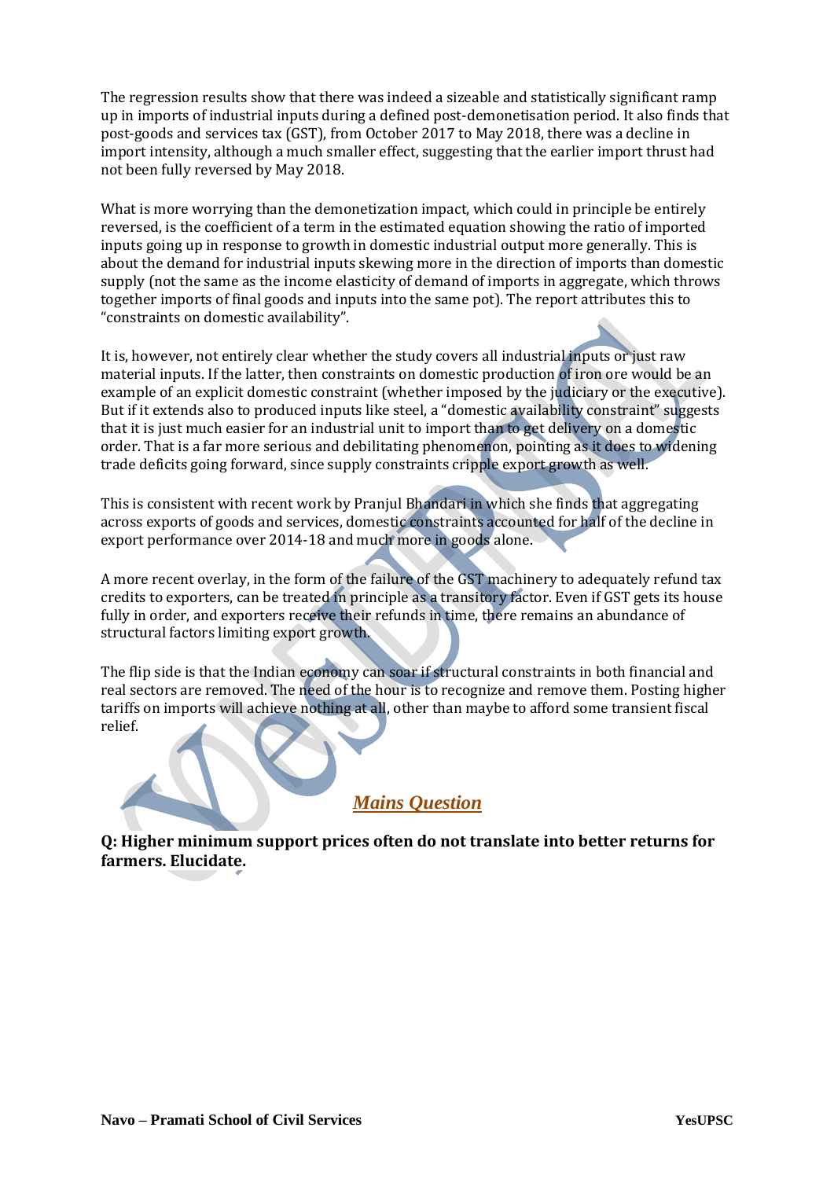The regression results show that there was indeed a sizeable and statistically significant ramp up in imports of industrial inputs during a defined post-demonetisation period. It also finds that post-goods and services tax (GST), from October 2017 to May 2018, there was a decline in import intensity, although a much smaller effect, suggesting that the earlier import thrust had not been fully reversed by May 2018.

What is more worrying than the demonetization impact, which could in principle be entirely reversed, is the coefficient of a term in the estimated equation showing the ratio of imported inputs going up in response to growth in domestic industrial output more generally. This is about the demand for industrial inputs skewing more in the direction of imports than domestic supply (not the same as the income elasticity of demand of imports in aggregate, which throws together imports of final goods and inputs into the same pot). The report attributes this to "constraints on domestic availability".

It is, however, not entirely clear whether the study covers all industrial inputs or just raw material inputs. If the latter, then constraints on domestic production of iron ore would be an example of an explicit domestic constraint (whether imposed by the judiciary or the executive). But if it extends also to produced inputs like steel, a "domestic availability constraint" suggests that it is just much easier for an industrial unit to import than to get delivery on a domestic order. That is a far more serious and debilitating phenomenon, pointing as it does to widening trade deficits going forward, since supply constraints cripple export growth as well.

This is consistent with recent work by Pranjul Bhandari in which she finds that aggregating across exports of goods and services, domestic constraints accounted for half of the decline in export performance over 2014-18 and much more in goods alone.

A more recent overlay, in the form of the failure of the GST machinery to adequately refund tax credits to exporters, can be treated in principle as a transitory factor. Even if GST gets its house fully in order, and exporters receive their refunds in time, there remains an abundance of structural factors limiting export growth.

The flip side is that the Indian economy can soar if structural constraints in both financial and real sectors are removed. The need of the hour is to recognize and remove them. Posting higher tariffs on imports will achieve nothing at all, other than maybe to afford some transient fiscal relief.

## *Mains Question*

**Q: Higher minimum support prices often do not translate into better returns for farmers. Elucidate.**